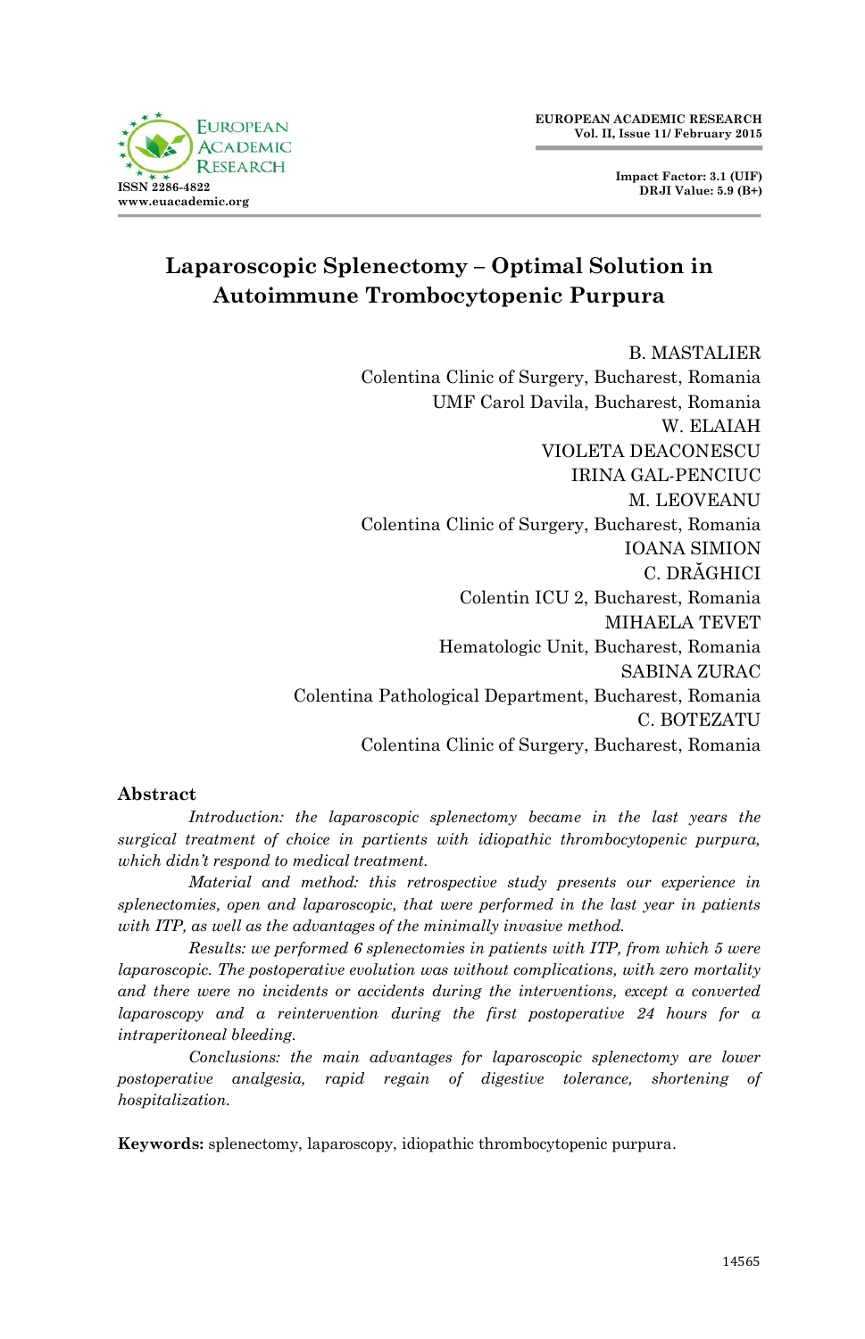# Laparoscopic Splenectomy – Optimal Solution in Autoimmune Trombocytopenic Purpura

B. MASTALIER
Colentina Clinic of Surgery, Bucharest, Romania
UMF Carol Davila, Bucharest, Romania
W. ELAIAH
VIOLETA DEACONESCU
IRINA GAL-PENCIUC
M. LEOVEANU
Colentina Clinic of Surgery, Bucharest, Romania
IOANA SIMION
C. DRĂGHICI
Colentin ICU 2, Bucharest, Romania
MIHAELA TEVET
Hematologic Unit, Bucharest, Romania
SABINA ZURAC
Colentina Pathological Department, Bucharest, Romania
C. BOTEZATU
Colentina Clinic of Surgery, Bucharest, Romania

## Abstract

*Introduction: the laparoscopic splenectomy became in the last years the surgical treatment of choice in partients with idiopathic thrombocytopenic purpura, which didn't respond to medical treatment.*

*Material and method: this retrospective study presents our experience in splenectomies, open and laparoscopic, that were performed in the last year in patients with ITP, as well as the advantages of the minimally invasive method.*

*Results: we performed 6 splenectomies in patients with ITP, from which 5 were laparoscopic. The postoperative evolution was without complications, with zero mortality and there were no incidents or accidents during the interventions, except a converted laparoscopy and a reintervention during the first postoperative 24 hours for a intraperitoneal bleeding.*

*Conclusions: the main advantages for laparoscopic splenectomy are lower postoperative analgesia, rapid regain of digestive tolerance, shortening of hospitalization.*

**Keywords:** splenectomy, laparoscopy, idiopathic thrombocytopenic purpura.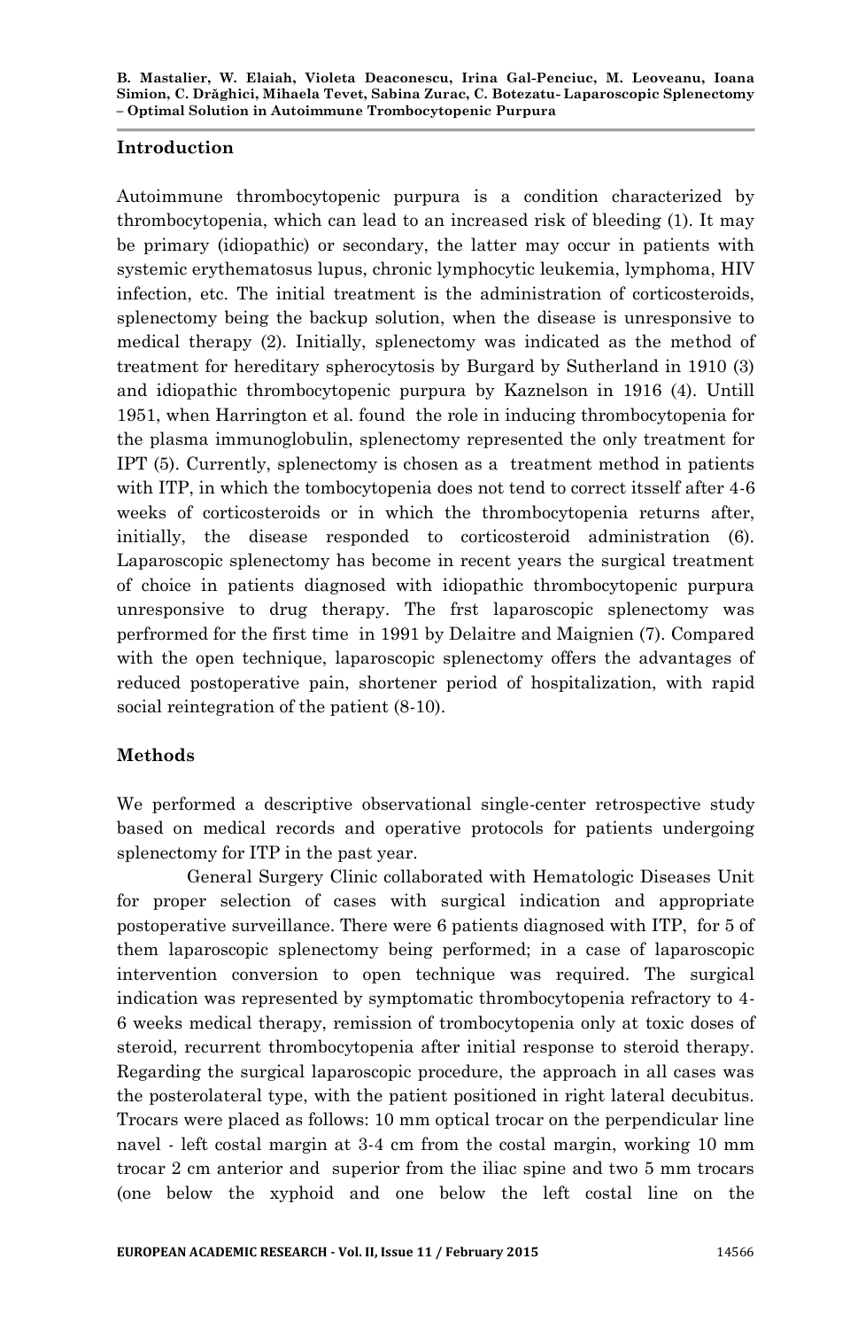## Introduction

Autoimmune thrombocytopenic purpura is a condition characterized by thrombocytopenia, which can lead to an increased risk of bleeding (1). It may be primary (idiopathic) or secondary, the latter may occur in patients with systemic erythematosus lupus, chronic lymphocytic leukemia, lymphoma, HIV infection, etc. The initial treatment is the administration of corticosteroids, splenectomy being the backup solution, when the disease is unresponsive to medical therapy (2). Initially, splenectomy was indicated as the method of treatment for hereditary spherocytosis by Burgard by Sutherland in 1910 (3) and idiopathic thrombocytopenic purpura by Kaznelson in 1916 (4). Untill 1951, when Harrington et al. found the role in inducing thrombocytopenia for the plasma immunoglobulin, splenectomy represented the only treatment for IPT (5). Currently, splenectomy is chosen as a treatment method in patients with ITP, in which the tombocytopenia does not tend to correct itsself after 4-6 weeks of corticosteroids or in which the thrombocytopenia returns after, initially, the disease responded to corticosteroid administration (6). Laparoscopic splenectomy has become in recent years the surgical treatment of choice in patients diagnosed with idiopathic thrombocytopenic purpura unresponsive to drug therapy. The frst laparoscopic splenectomy was perfrormed for the first time in 1991 by Delaitre and Maignien (7). Compared with the open technique, laparoscopic splenectomy offers the advantages of reduced postoperative pain, shortener period of hospitalization, with rapid social reintegration of the patient (8-10).

## Methods

We performed a descriptive observational single-center retrospective study based on medical records and operative protocols for patients undergoing splenectomy for ITP in the past year.

General Surgery Clinic collaborated with Hematologic Diseases Unit for proper selection of cases with surgical indication and appropriate postoperative surveillance. There were 6 patients diagnosed with ITP, for 5 of them laparoscopic splenectomy being performed; in a case of laparoscopic intervention conversion to open technique was required. The surgical indication was represented by symptomatic thrombocytopenia refractory to 4-6 weeks medical therapy, remission of trombocytopenia only at toxic doses of steroid, recurrent thrombocytopenia after initial response to steroid therapy. Regarding the surgical laparoscopic procedure, the approach in all cases was the posterolateral type, with the patient positioned in right lateral decubitus. Trocars were placed as follows: 10 mm optical trocar on the perpendicular line navel - left costal margin at 3-4 cm from the costal margin, working 10 mm trocar 2 cm anterior and superior from the iliac spine and two 5 mm trocars (one below the xyphoid and one below the left costal line on the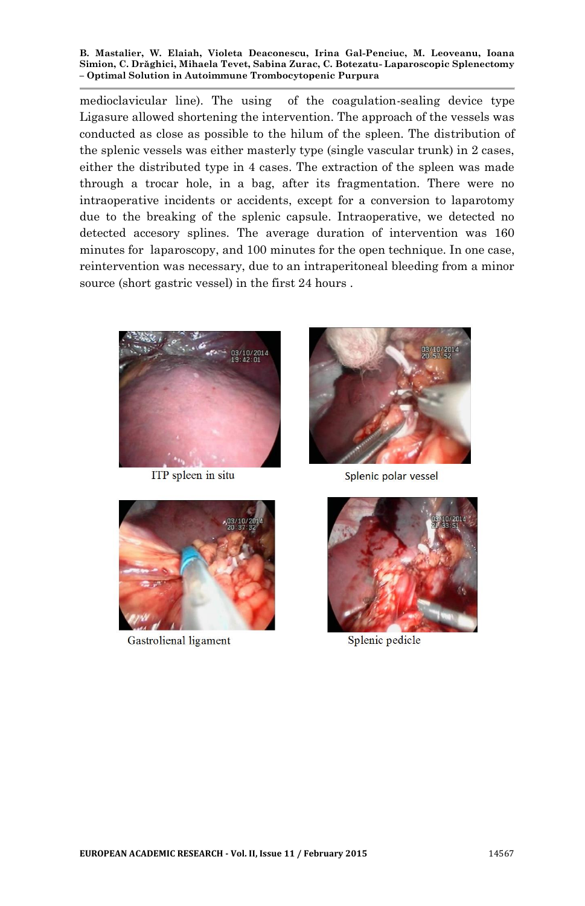medioclavicular line). The using of the coagulation-sealing device type Ligasure allowed shortening the intervention. The approach of the vessels was conducted as close as possible to the hilum of the spleen. The distribution of the splenic vessels was either masterly type (single vascular trunk) in 2 cases, either the distributed type in 4 cases. The extraction of the spleen was made through a trocar hole, in a bag, after its fragmentation. There were no intraoperative incidents or accidents, except for a conversion to laparotomy due to the breaking of the splenic capsule. Intraoperative, we detected no detected accesory splines. The average duration of intervention was 160 minutes for laparoscopy, and 100 minutes for the open technique. In one case, reintervention was necessary, due to an intraperitoneal bleeding from a minor source (short gastric vessel) in the first 24 hours .

ITP spleen in situ

Splenic polar vessel

Gastrolienal ligament

Splenic pedicle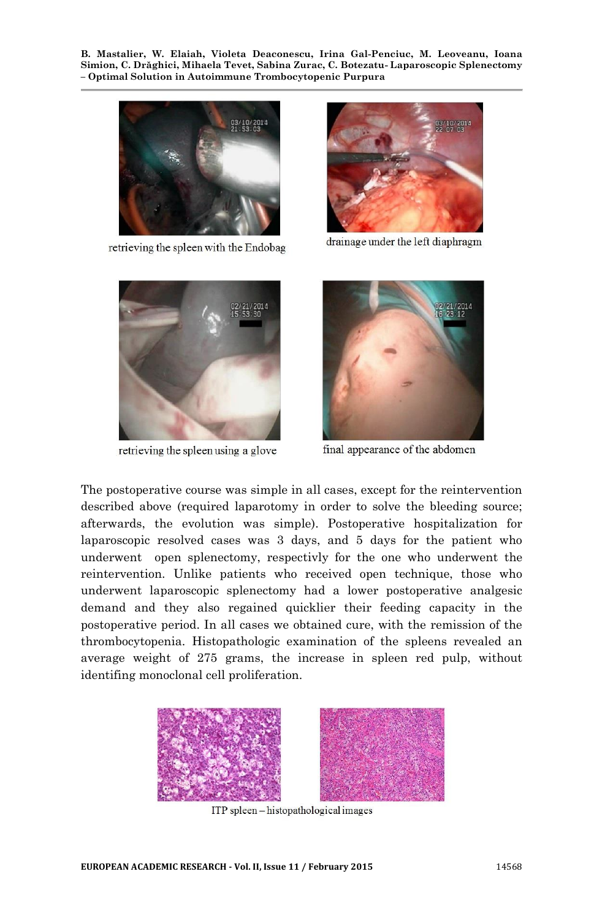retrieving the spleen with the Endobag

drainage under the left diaphragm

retrieving the spleen using a glove

final appearance of the abdomen

The postoperative course was simple in all cases, except for the reintervention described above (required laparotomy in order to solve the bleeding source; afterwards, the evolution was simple). Postoperative hospitalization for laparoscopic resolved cases was 3 days, and 5 days for the patient who underwent open splenectomy, respectivly for the one who underwent the reintervention. Unlike patients who received open technique, those who underwent laparoscopic splenectomy had a lower postoperative analgesic demand and they also regained quicklier their feeding capacity in the postoperative period. In all cases we obtained cure, with the remission of the thrombocytopenia. Histopathologic examination of the spleens revealed an average weight of 275 grams, the increase in spleen red pulp, without identifing monoclonal cell proliferation.

ITP spleen – histopathological images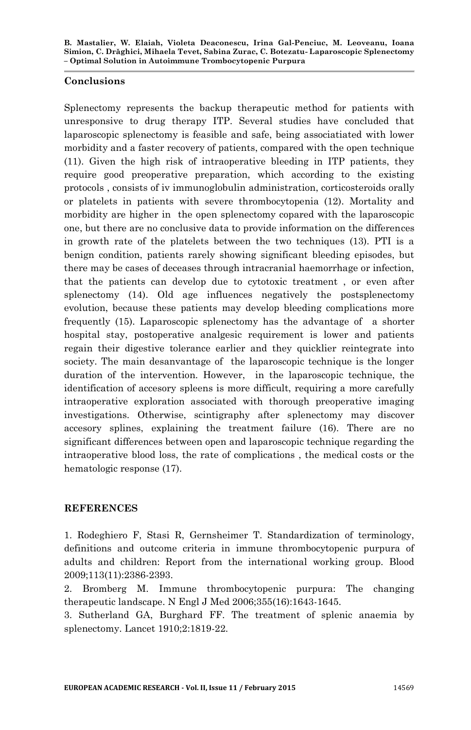## Conclusions

Splenectomy represents the backup therapeutic method for patients with unresponsive to drug therapy ITP. Several studies have concluded that laparoscopic splenectomy is feasible and safe, being associatiated with lower morbidity and a faster recovery of patients, compared with the open technique (11). Given the high risk of intraoperative bleeding in ITP patients, they require good preoperative preparation, which according to the existing protocols , consists of iv immunoglobulin administration, corticosteroids orally or platelets in patients with severe thrombocytopenia (12). Mortality and morbidity are higher in the open splenectomy copared with the laparoscopic one, but there are no conclusive data to provide information on the differences in growth rate of the platelets between the two techniques (13). PTI is a benign condition, patients rarely showing significant bleeding episodes, but there may be cases of deceases through intracranial haemorrhage or infection, that the patients can develop due to cytotoxic treatment , or even after splenectomy (14). Old age influences negatively the postsplenectomy evolution, because these patients may develop bleeding complications more frequently (15). Laparoscopic splenectomy has the advantage of a shorter hospital stay, postoperative analgesic requirement is lower and patients regain their digestive tolerance earlier and they quicklier reintegrate into society. The main desanvantage of the laparoscopic technique is the longer duration of the intervention. However, in the laparoscopic technique, the identification of accesory spleens is more difficult, requiring a more carefully intraoperative exploration associated with thorough preoperative imaging investigations. Otherwise, scintigraphy after splenectomy may discover accesory splines, explaining the treatment failure (16). There are no significant differences between open and laparoscopic technique regarding the intraoperative blood loss, the rate of complications , the medical costs or the hematologic response (17).

## REFERENCES

1. Rodeghiero F, Stasi R, Gernsheimer T. Standardization of terminology, definitions and outcome criteria in immune thrombocytopenic purpura of adults and children: Report from the international working group. Blood 2009;113(11):2386-2393.
2. Bromberg M. Immune thrombocytopenic purpura: The changing therapeutic landscape. N Engl J Med 2006;355(16):1643-1645.
3. Sutherland GA, Burghard FF. The treatment of splenic anaemia by splenectomy. Lancet 1910;2:1819-22.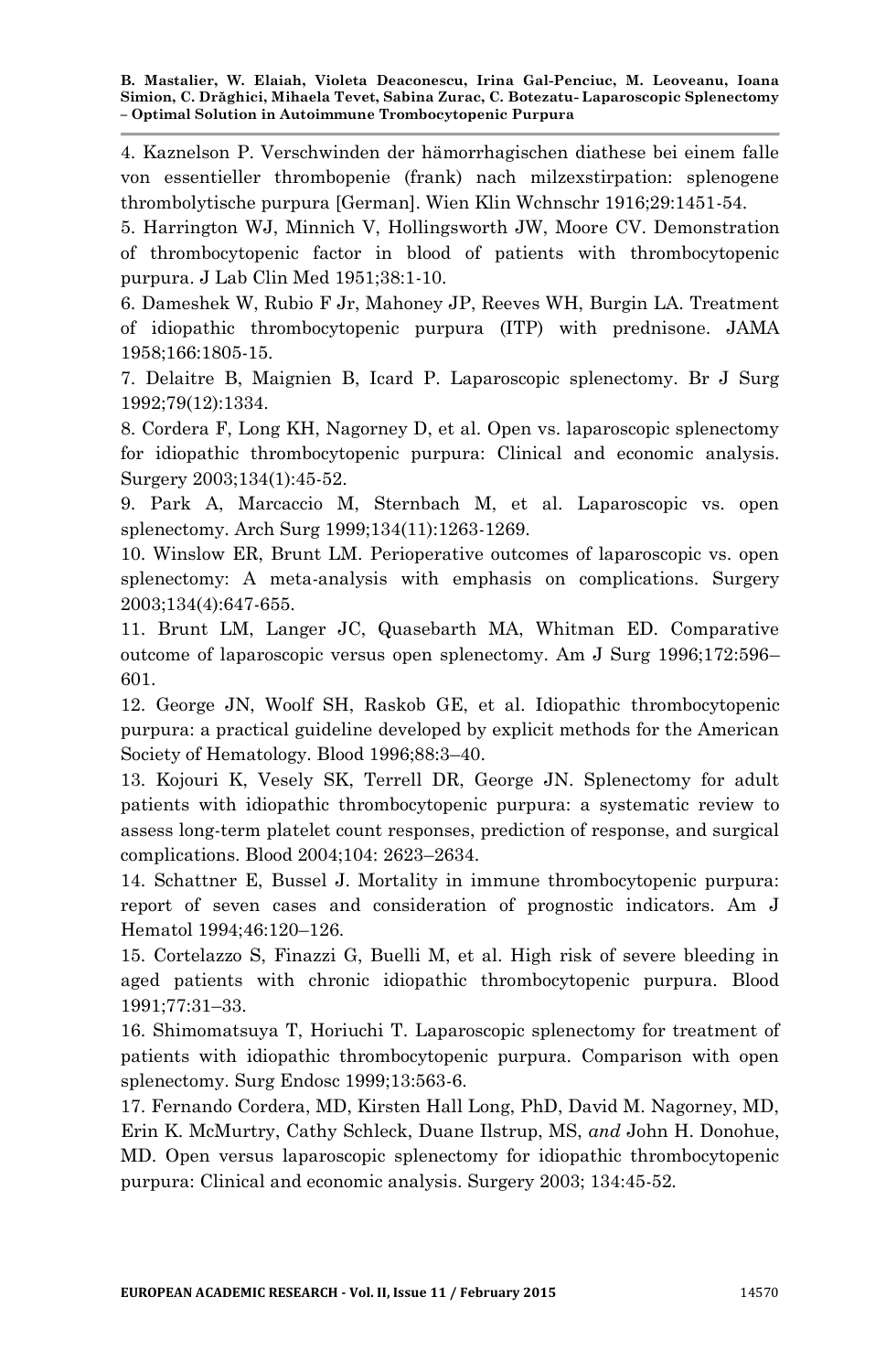4. Kaznelson P. Verschwinden der hämorrhagischen diathese bei einem falle von essentieller thrombopenie (frank) nach milzexstirpation: splenogene thrombolytische purpura [German]. Wien Klin Wchnschr 1916;29:1451-54.

5. Harrington WJ, Minnich V, Hollingsworth JW, Moore CV. Demonstration of thrombocytopenic factor in blood of patients with thrombocytopenic purpura. J Lab Clin Med 1951;38:1-10.

6. Dameshek W, Rubio F Jr, Mahoney JP, Reeves WH, Burgin LA. Treatment of idiopathic thrombocytopenic purpura (ITP) with prednisone. JAMA 1958;166:1805-15.

7. Delaitre B, Maignien B, Icard P. Laparoscopic splenectomy. Br J Surg 1992;79(12):1334.

8. Cordera F, Long KH, Nagorney D, et al. Open vs. laparoscopic splenectomy for idiopathic thrombocytopenic purpura: Clinical and economic analysis. Surgery 2003;134(1):45-52.

9. Park A, Marcaccio M, Sternbach M, et al. Laparoscopic vs. open splenectomy. Arch Surg 1999;134(11):1263-1269.

10. Winslow ER, Brunt LM. Perioperative outcomes of laparoscopic vs. open splenectomy: A meta-analysis with emphasis on complications. Surgery 2003;134(4):647-655.

11. Brunt LM, Langer JC, Quasebarth MA, Whitman ED. Comparative outcome of laparoscopic versus open splenectomy. Am J Surg 1996;172:596–601.

12. George JN, Woolf SH, Raskob GE, et al. Idiopathic thrombocytopenic purpura: a practical guideline developed by explicit methods for the American Society of Hematology. Blood 1996;88:3–40.

13. Kojouri K, Vesely SK, Terrell DR, George JN. Splenectomy for adult patients with idiopathic thrombocytopenic purpura: a systematic review to assess long-term platelet count responses, prediction of response, and surgical complications. Blood 2004;104: 2623–2634.

14. Schattner E, Bussel J. Mortality in immune thrombocytopenic purpura: report of seven cases and consideration of prognostic indicators. Am J Hematol 1994;46:120–126.

15. Cortelazzo S, Finazzi G, Buelli M, et al. High risk of severe bleeding in aged patients with chronic idiopathic thrombocytopenic purpura. Blood 1991;77:31–33.

16. Shimomatsuya T, Horiuchi T. Laparoscopic splenectomy for treatment of patients with idiopathic thrombocytopenic purpura. Comparison with open splenectomy. Surg Endosc 1999;13:563-6.

17. Fernando Cordera, MD, Kirsten Hall Long, PhD, David M. Nagorney, MD, Erin K. McMurtry, Cathy Schleck, Duane Ilstrup, MS, *and* John H. Donohue, MD. Open versus laparoscopic splenectomy for idiopathic thrombocytopenic purpura: Clinical and economic analysis. Surgery 2003; 134:45-52.